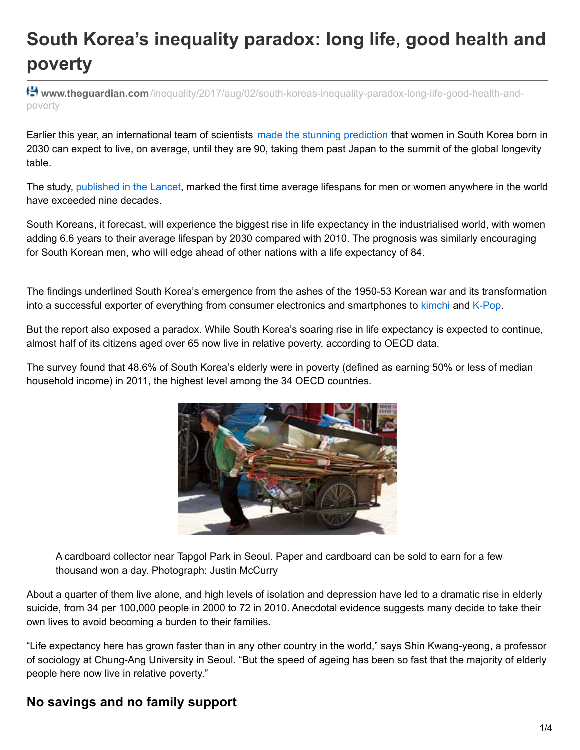# South Korea's inequality paradox: long life, good health and poverty

www.theguardian.com/inequality/2017/aug/02/south-koreas-inequality-paradox-long-life-good-health-and-poverty

Earlier this year, an international team of scientists made the stunning prediction that women in South Korea born in 2030 can expect to live, on average, until they are 90, taking them past Japan to the summit of the global longevity table.

The study, published in the Lancet, marked the first time average lifespans for men or women anywhere in the world have exceeded nine decades.

South Koreans, it forecast, will experience the biggest rise in life expectancy in the industrialised world, with women adding 6.6 years to their average lifespan by 2030 compared with 2010. The prognosis was similarly encouraging for South Korean men, who will edge ahead of other nations with a life expectancy of 84.

The findings underlined South Korea's emergence from the ashes of the 1950-53 Korean war and its transformation into a successful exporter of everything from consumer electronics and smartphones to kimchi and K-Pop.

But the report also exposed a paradox. While South Korea's soaring rise in life expectancy is expected to continue, almost half of its citizens aged over 65 now live in relative poverty, according to OECD data.

The survey found that 48.6% of South Korea's elderly were in poverty (defined as earning 50% or less of median household income) in 2011, the highest level among the 34 OECD countries.

A cardboard collector near Tapgol Park in Seoul. Paper and cardboard can be sold to earn for a few thousand won a day. Photograph: Justin McCurry

About a quarter of them live alone, and high levels of isolation and depression have led to a dramatic rise in elderly suicide, from 34 per 100,000 people in 2000 to 72 in 2010. Anecdotal evidence suggests many decide to take their own lives to avoid becoming a burden to their families.

"Life expectancy here has grown faster than in any other country in the world," says Shin Kwang-yeong, a professor of sociology at Chung-Ang University in Seoul. "But the speed of ageing has been so fast that the majority of elderly people here now live in relative poverty."

## No savings and no family support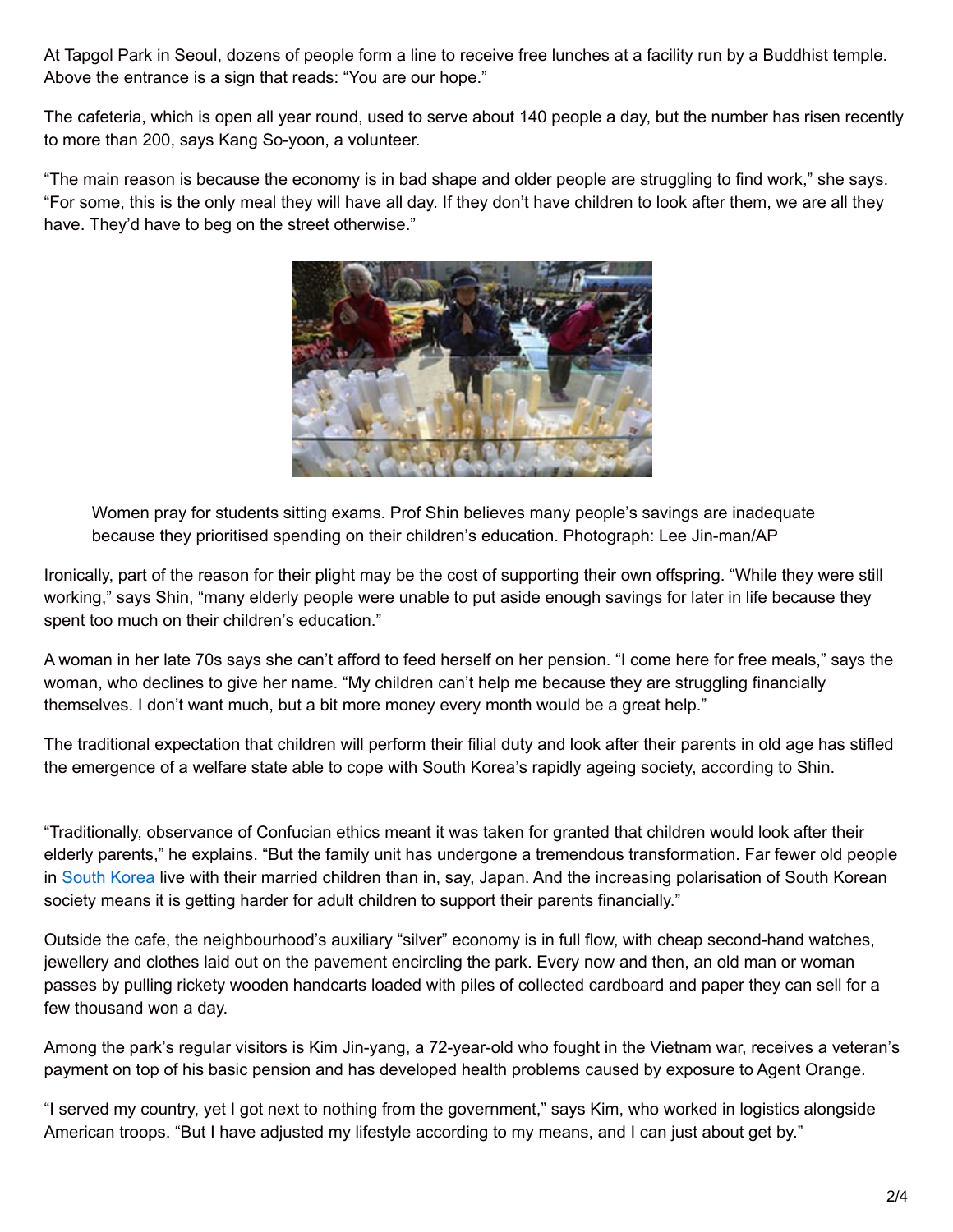At Tapgol Park in Seoul, dozens of people form a line to receive free lunches at a facility run by a Buddhist temple. Above the entrance is a sign that reads: "You are our hope."

The cafeteria, which is open all year round, used to serve about 140 people a day, but the number has risen recently to more than 200, says Kang So-yoon, a volunteer.

"The main reason is because the economy is in bad shape and older people are struggling to find work," she says. "For some, this is the only meal they will have all day. If they don't have children to look after them, we are all they have. They'd have to beg on the street otherwise."

Women pray for students sitting exams. Prof Shin believes many people's savings are inadequate because they prioritised spending on their children's education. Photograph: Lee Jin-man/AP

Ironically, part of the reason for their plight may be the cost of supporting their own offspring. "While they were still working," says Shin, "many elderly people were unable to put aside enough savings for later in life because they spent too much on their children's education."

A woman in her late 70s says she can't afford to feed herself on her pension. "I come here for free meals," says the woman, who declines to give her name. "My children can't help me because they are struggling financially themselves. I don't want much, but a bit more money every month would be a great help."

The traditional expectation that children will perform their filial duty and look after their parents in old age has stifled the emergence of a welfare state able to cope with South Korea's rapidly ageing society, according to Shin.

"Traditionally, observance of Confucian ethics meant it was taken for granted that children would look after their elderly parents," he explains. "But the family unit has undergone a tremendous transformation. Far fewer old people in South Korea live with their married children than in, say, Japan. And the increasing polarisation of South Korean society means it is getting harder for adult children to support their parents financially."

Outside the cafe, the neighbourhood's auxiliary "silver" economy is in full flow, with cheap second-hand watches, jewellery and clothes laid out on the pavement encircling the park. Every now and then, an old man or woman passes by pulling rickety wooden handcarts loaded with piles of collected cardboard and paper they can sell for a few thousand won a day.

Among the park's regular visitors is Kim Jin-yang, a 72-year-old who fought in the Vietnam war, receives a veteran's payment on top of his basic pension and has developed health problems caused by exposure to Agent Orange.

"I served my country, yet I got next to nothing from the government," says Kim, who worked in logistics alongside American troops. "But I have adjusted my lifestyle according to my means, and I can just about get by."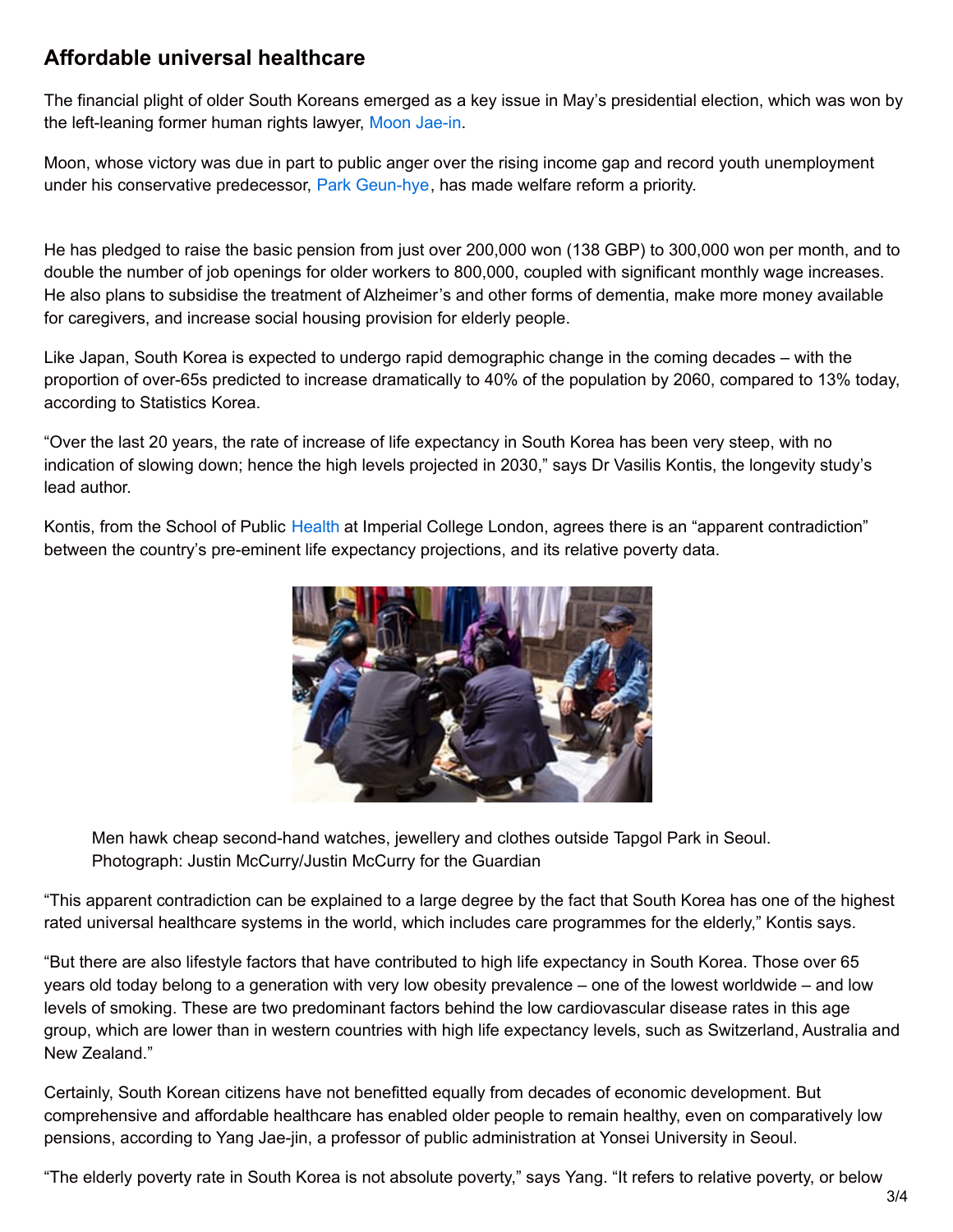## Affordable universal healthcare

The financial plight of older South Koreans emerged as a key issue in May's presidential election, which was won by the left-leaning former human rights lawyer, Moon Jae-in.

Moon, whose victory was due in part to public anger over the rising income gap and record youth unemployment under his conservative predecessor, Park Geun-hye, has made welfare reform a priority.

He has pledged to raise the basic pension from just over 200,000 won (138 GBP) to 300,000 won per month, and to double the number of job openings for older workers to 800,000, coupled with significant monthly wage increases. He also plans to subsidise the treatment of Alzheimer's and other forms of dementia, make more money available for caregivers, and increase social housing provision for elderly people.

Like Japan, South Korea is expected to undergo rapid demographic change in the coming decades – with the proportion of over-65s predicted to increase dramatically to 40% of the population by 2060, compared to 13% today, according to Statistics Korea.

"Over the last 20 years, the rate of increase of life expectancy in South Korea has been very steep, with no indication of slowing down; hence the high levels projected in 2030," says Dr Vasilis Kontis, the longevity study's lead author.

Kontis, from the School of Public Health at Imperial College London, agrees there is an "apparent contradiction" between the country's pre-eminent life expectancy projections, and its relative poverty data.

Men hawk cheap second-hand watches, jewellery and clothes outside Tapgol Park in Seoul. Photograph: Justin McCurry/Justin McCurry for the Guardian

"This apparent contradiction can be explained to a large degree by the fact that South Korea has one of the highest rated universal healthcare systems in the world, which includes care programmes for the elderly," Kontis says.

"But there are also lifestyle factors that have contributed to high life expectancy in South Korea. Those over 65 years old today belong to a generation with very low obesity prevalence – one of the lowest worldwide – and low levels of smoking. These are two predominant factors behind the low cardiovascular disease rates in this age group, which are lower than in western countries with high life expectancy levels, such as Switzerland, Australia and New Zealand."

Certainly, South Korean citizens have not benefitted equally from decades of economic development. But comprehensive and affordable healthcare has enabled older people to remain healthy, even on comparatively low pensions, according to Yang Jae-jin, a professor of public administration at Yonsei University in Seoul.

"The elderly poverty rate in South Korea is not absolute poverty," says Yang. "It refers to relative poverty, or below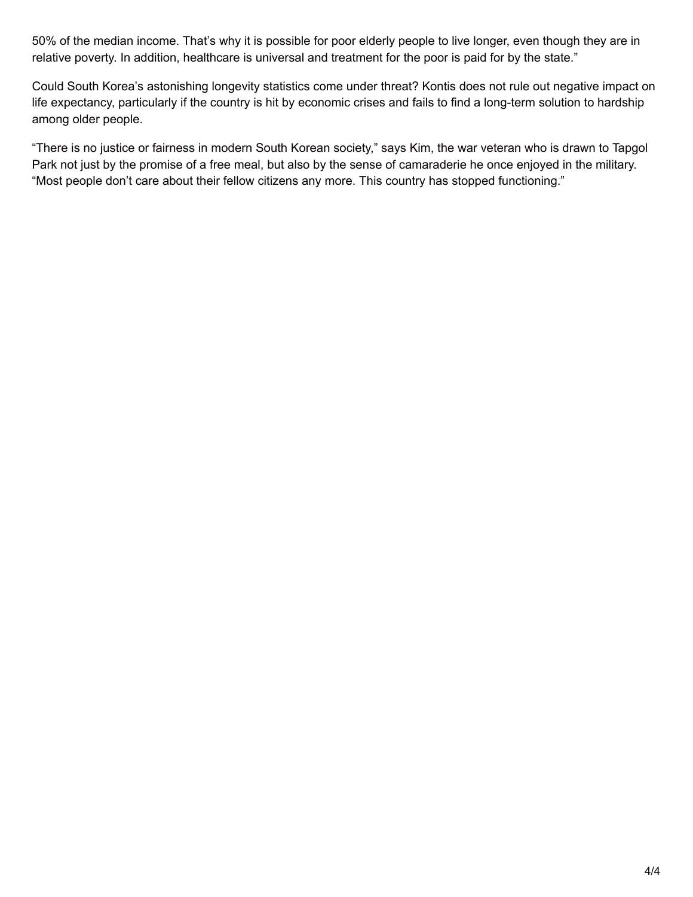50% of the median income. That's why it is possible for poor elderly people to live longer, even though they are in relative poverty. In addition, healthcare is universal and treatment for the poor is paid for by the state."

Could South Korea's astonishing longevity statistics come under threat? Kontis does not rule out negative impact on life expectancy, particularly if the country is hit by economic crises and fails to find a long-term solution to hardship among older people.

"There is no justice or fairness in modern South Korean society," says Kim, the war veteran who is drawn to Tapgol Park not just by the promise of a free meal, but also by the sense of camaraderie he once enjoyed in the military. "Most people don't care about their fellow citizens any more. This country has stopped functioning."